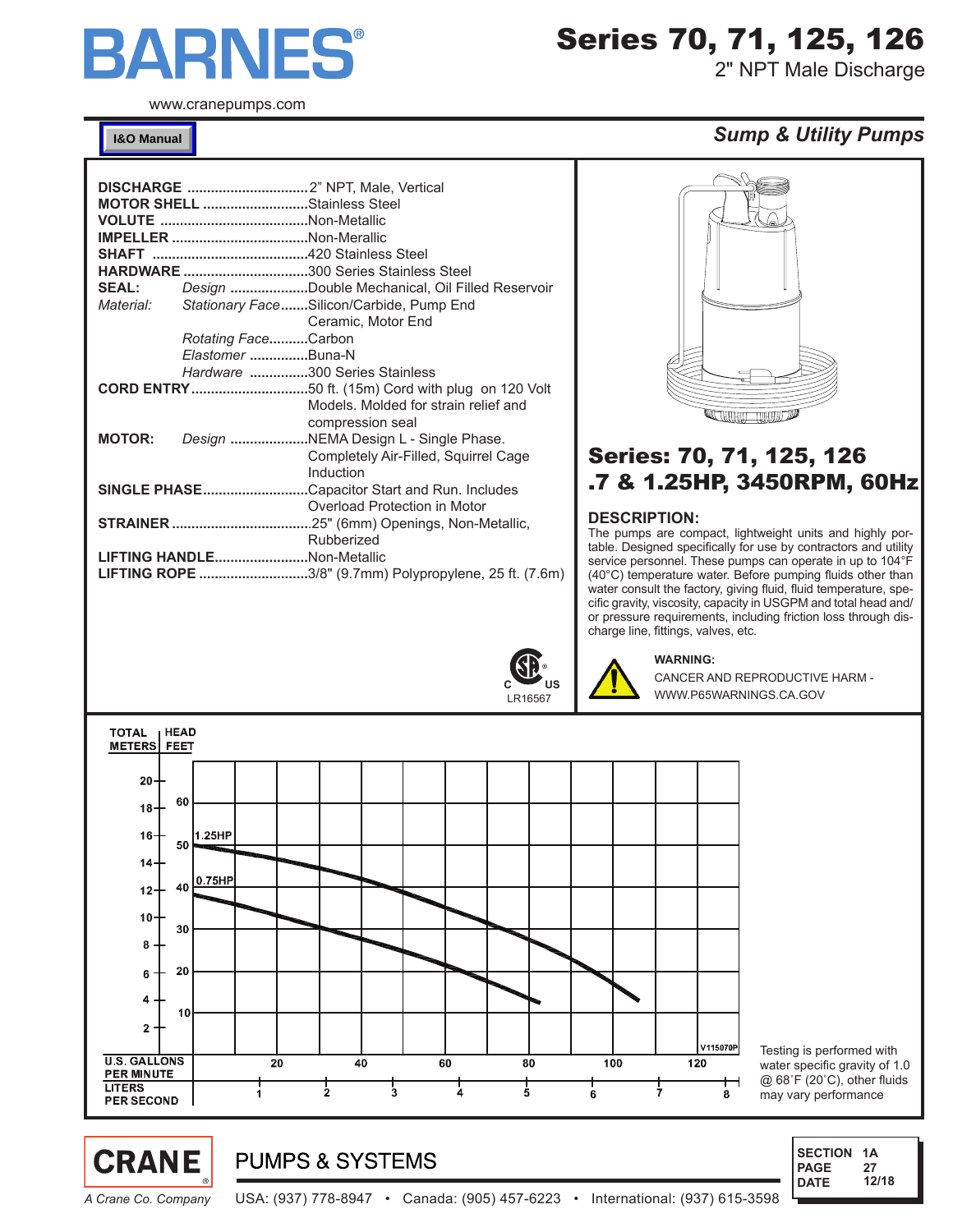# BARNES®

# Series 70, 71, 125, 126

2" NPT Male Discharge

www.cranepumps.com

**I&O Manual**

***Sump & Utility Pumps***

| | | |
|---|---|---|
| **DISCHARGE** | | 2" NPT, Male, Vertical |
| **MOTOR SHELL** | | Stainless Steel |
| **VOLUTE** | | Non-Metallic |
| **IMPELLER** | | Non-Merallic |
| **SHAFT** | | 420 Stainless Steel |
| **HARDWARE** | | 300 Series Stainless Steel |
| **SEAL:** | *Design* | Double Mechanical, Oil Filled Reservoir |
| *Material:* | *Stationary Face* | Silicon/Carbide, Pump End<br>Ceramic, Motor End |
| | *Rotating Face* | Carbon |
| | *Elastomer* | Buna-N |
| | *Hardware* | 300 Series Stainless |
| **CORD ENTRY** | | 50 ft. (15m) Cord with plug on 120 Volt Models. Molded for strain relief and compression seal |
| **MOTOR:** | *Design* | NEMA Design L - Single Phase. Completely Air-Filled, Squirrel Cage Induction |
| **SINGLE PHASE** | | Capacitor Start and Run. Includes Overload Protection in Motor |
| **STRAINER** | | .25" (6mm) Openings, Non-Metallic, Rubberized |
| **LIFTING HANDLE** | | Non-Metallic |
| **LIFTING ROPE** | | 3/8" (9.7mm) Polypropylene, 25 ft. (7.6m) |

LR16567

## Series: 70, 71, 125, 126
## .7 & 1.25HP, 3450RPM, 60Hz

### DESCRIPTION:

The pumps are compact, lightweight units and highly portable. Designed specifically for use by contractors and utility service personnel. These pumps can operate in up to 104°F (40°C) temperature water. Before pumping fluids other than water consult the factory, giving fluid, fluid temperature, specific gravity, viscosity, capacity in USGPM and total head and/or pressure requirements, including friction loss through discharge line, fittings, valves, etc.

**WARNING:**
CANCER AND REPRODUCTIVE HARM - WWW.P65WARNINGS.CA.GOV

TOTAL HEAD METERS | FEET

1.25HP

0.75HP

U.S. GALLONS PER MINUTE

LITERS PER SECOND

V115070P

Testing is performed with water specific gravity of 1.0 @ 68˚F (20˚C), other fluids may vary performance

CRANE® PUMPS & SYSTEMS

*A Crane Co. Company*

USA: (937) 778-8947 • Canada: (905) 457-6223 • International: (937) 615-3598

| | |
|---|---|
| SECTION | 1A |
| PAGE | 27 |
| DATE | 12/18 |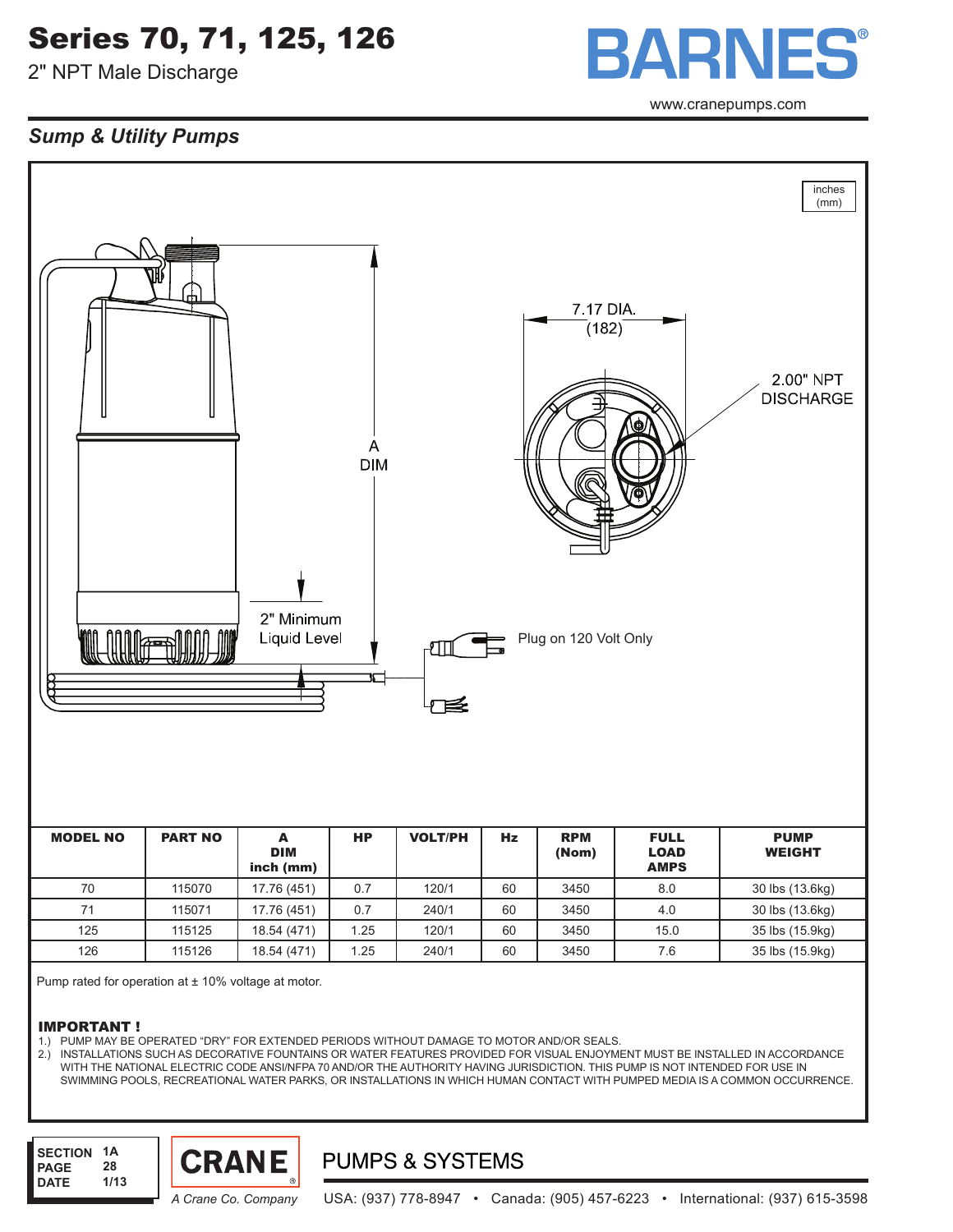# Series 70, 71, 125, 126

2" NPT Male Discharge

**BARNES**®

www.cranepumps.com

## *Sump & Utility Pumps*

inches
(mm)

7.17 DIA.
(182)

2.00" NPT
DISCHARGE

A
DIM

2" Minimum
Liquid Level

Plug on 120 Volt Only

| MODEL NO | PART NO | A DIM inch (mm) | HP | VOLT/PH | Hz | RPM (Nom) | FULL LOAD AMPS | PUMP WEIGHT |
|---|---|---|---|---|---|---|---|---|
| 70 | 115070 | 17.76 (451) | 0.7 | 120/1 | 60 | 3450 | 8.0 | 30 lbs (13.6kg) |
| 71 | 115071 | 17.76 (451) | 0.7 | 240/1 | 60 | 3450 | 4.0 | 30 lbs (13.6kg) |
| 125 | 115125 | 18.54 (471) | 1.25 | 120/1 | 60 | 3450 | 15.0 | 35 lbs (15.9kg) |
| 126 | 115126 | 18.54 (471) | 1.25 | 240/1 | 60 | 3450 | 7.6 | 35 lbs (15.9kg) |

Pump rated for operation at ± 10% voltage at motor.

**IMPORTANT !**

1.) PUMP MAY BE OPERATED "DRY" FOR EXTENDED PERIODS WITHOUT DAMAGE TO MOTOR AND/OR SEALS.
2.) INSTALLATIONS SUCH AS DECORATIVE FOUNTAINS OR WATER FEATURES PROVIDED FOR VISUAL ENJOYMENT MUST BE INSTALLED IN ACCORDANCE WITH THE NATIONAL ELECTRIC CODE ANSI/NFPA 70 AND/OR THE AUTHORITY HAVING JURISDICTION. THIS PUMP IS NOT INTENDED FOR USE IN SWIMMING POOLS, RECREATIONAL WATER PARKS, OR INSTALLATIONS IN WHICH HUMAN CONTACT WITH PUMPED MEDIA IS A COMMON OCCURRENCE.

SECTION 1A
PAGE 28
DATE 1/13

CRANE®
*A Crane Co. Company*

PUMPS & SYSTEMS

USA: (937) 778-8947 • Canada: (905) 457-6223 • International: (937) 615-3598